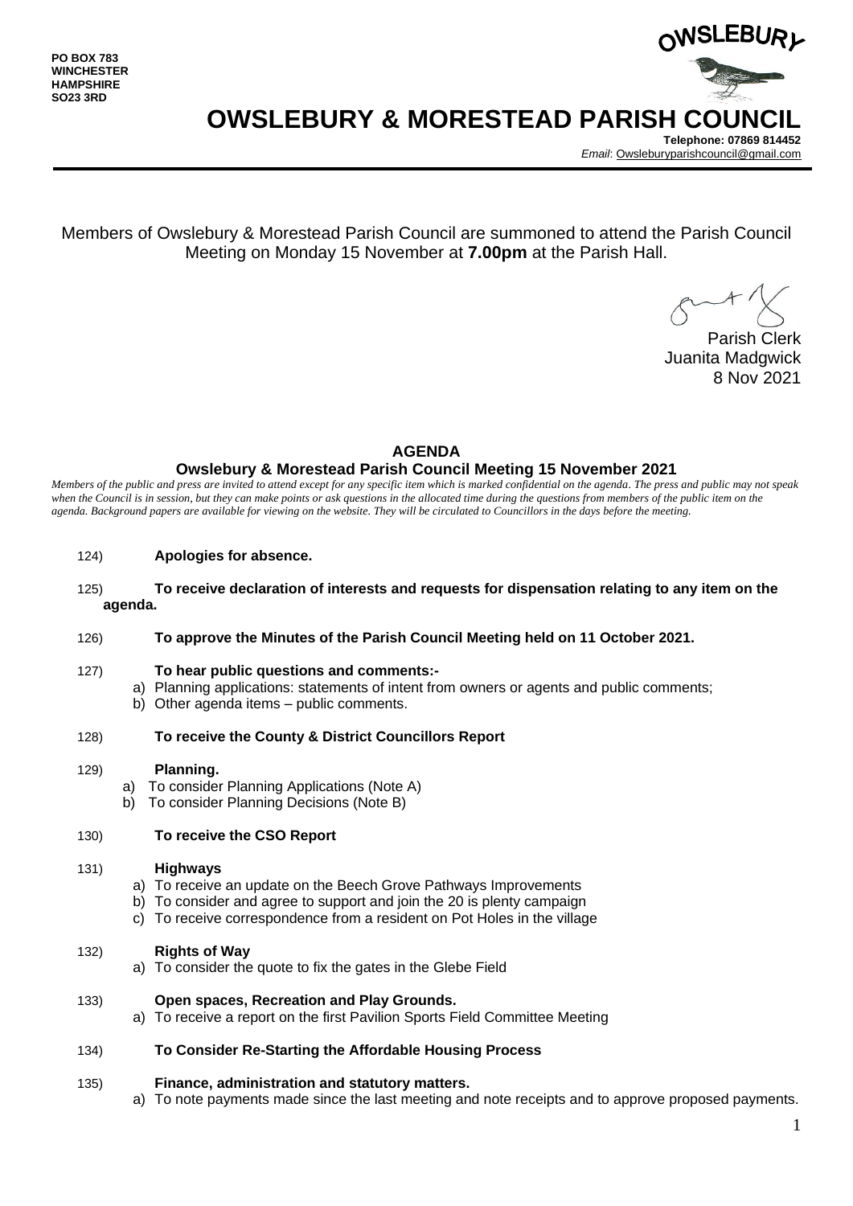**PO BOX 783**
**WINCHESTER**
**HAMPSHIRE**
**SO23 3RD**

OWSLEBURY

# OWSLEBURY & MORESTEAD PARISH COUNCIL

**Telephone: 07869 814452**
*Email*: Owsleburyparishcouncil@gmail.com

Members of Owslebury & Morestead Parish Council are summoned to attend the Parish Council Meeting on Monday 15 November at **7.00pm** at the Parish Hall.

Parish Clerk
Juanita Madgwick
8 Nov 2021

## AGENDA

### Owslebury & Morestead Parish Council Meeting 15 November 2021

*Members of the public and press are invited to attend except for any specific item which is marked confidential on the agenda. The press and public may not speak when the Council is in session, but they can make points or ask questions in the allocated time during the questions from members of the public item on the agenda. Background papers are available for viewing on the website. They will be circulated to Councillors in the days before the meeting.*

124) **Apologies for absence.**

125) **To receive declaration of interests and requests for dispensation relating to any item on the agenda.**

126) **To approve the Minutes of the Parish Council Meeting held on 11 October 2021.**

127) **To hear public questions and comments:-**
   a) Planning applications: statements of intent from owners or agents and public comments;
   b) Other agenda items – public comments.

128) **To receive the County & District Councillors Report**

129) **Planning.**
   a) To consider Planning Applications (Note A)
   b) To consider Planning Decisions (Note B)

130) **To receive the CSO Report**

131) **Highways**
   a) To receive an update on the Beech Grove Pathways Improvements
   b) To consider and agree to support and join the 20 is plenty campaign
   c) To receive correspondence from a resident on Pot Holes in the village

132) **Rights of Way**
   a) To consider the quote to fix the gates in the Glebe Field

133) **Open spaces, Recreation and Play Grounds.**
   a) To receive a report on the first Pavilion Sports Field Committee Meeting

134) **To Consider Re-Starting the Affordable Housing Process**

135) **Finance, administration and statutory matters.**
   a) To note payments made since the last meeting and note receipts and to approve proposed payments.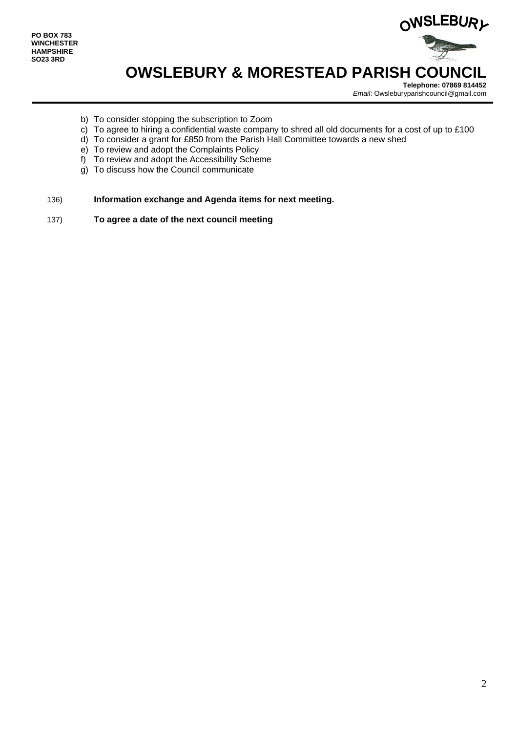b) To consider stopping the subscription to Zoom
c) To agree to hiring a confidential waste company to shred all old documents for a cost of up to £100
d) To consider a grant for £850 from the Parish Hall Committee towards a new shed
e) To review and adopt the Complaints Policy
f) To review and adopt the Accessibility Scheme
g) To discuss how the Council communicate

136) **Information exchange and Agenda items for next meeting.**

137) **To agree a date of the next council meeting**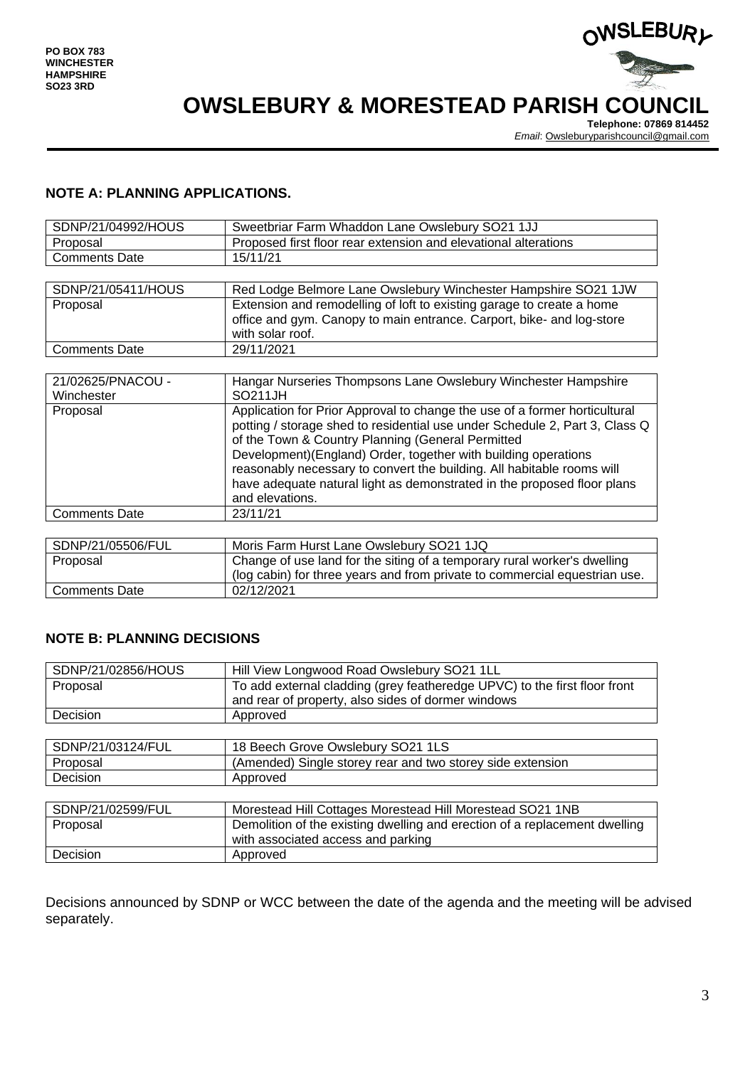PO BOX 783
WINCHESTER
HAMPSHIRE
SO23 3RD

OWSLEBURY

# OWSLEBURY & MORESTEAD PARISH COUNCIL

**Telephone: 07869 814452**
*Email*: Owsleburyparishcouncil@gmail.com

### NOTE A: PLANNING APPLICATIONS.

| | |
|---|---|
| SDNP/21/04992/HOUS | Sweetbriar Farm Whaddon Lane Owslebury SO21 1JJ |
| Proposal | Proposed first floor rear extension and elevational alterations |
| Comments Date | 15/11/21 |

| | |
|---|---|
| SDNP/21/05411/HOUS | Red Lodge Belmore Lane Owslebury Winchester Hampshire SO21 1JW |
| Proposal | Extension and remodelling of loft to existing garage to create a home office and gym. Canopy to main entrance. Carport, bike- and log-store with solar roof. |
| Comments Date | 29/11/2021 |

| | |
|---|---|
| 21/02625/PNACOU - Winchester | Hangar Nurseries Thompsons Lane Owslebury Winchester Hampshire SO211JH |
| Proposal | Application for Prior Approval to change the use of a former horticultural potting / storage shed to residential use under Schedule 2, Part 3, Class Q of the Town & Country Planning (General Permitted Development)(England) Order, together with building operations reasonably necessary to convert the building. All habitable rooms will have adequate natural light as demonstrated in the proposed floor plans and elevations. |
| Comments Date | 23/11/21 |

| | |
|---|---|
| SDNP/21/05506/FUL | Moris Farm Hurst Lane Owslebury SO21 1JQ |
| Proposal | Change of use of land for the siting of a temporary rural worker's dwelling (log cabin) for three years and from private to commercial equestrian use. |
| Comments Date | 02/12/2021 |

### NOTE B: PLANNING DECISIONS

| | |
|---|---|
| SDNP/21/02856/HOUS | Hill View Longwood Road Owslebury SO21 1LL |
| Proposal | To add external cladding (grey featheredge UPVC) to the first floor front and rear of property, also sides of dormer windows |
| Decision | Approved |

| | |
|---|---|
| SDNP/21/03124/FUL | 18 Beech Grove Owslebury SO21 1LS |
| Proposal | (Amended) Single storey rear and two storey side extension |
| Decision | Approved |

| | |
|---|---|
| SDNP/21/02599/FUL | Morestead Hill Cottages Morestead Hill Morestead SO21 1NB |
| Proposal | Demolition of the existing dwelling and erection of a replacement dwelling with associated access and parking |
| Decision | Approved |

Decisions announced by SDNP or WCC between the date of the agenda and the meeting will be advised separately.